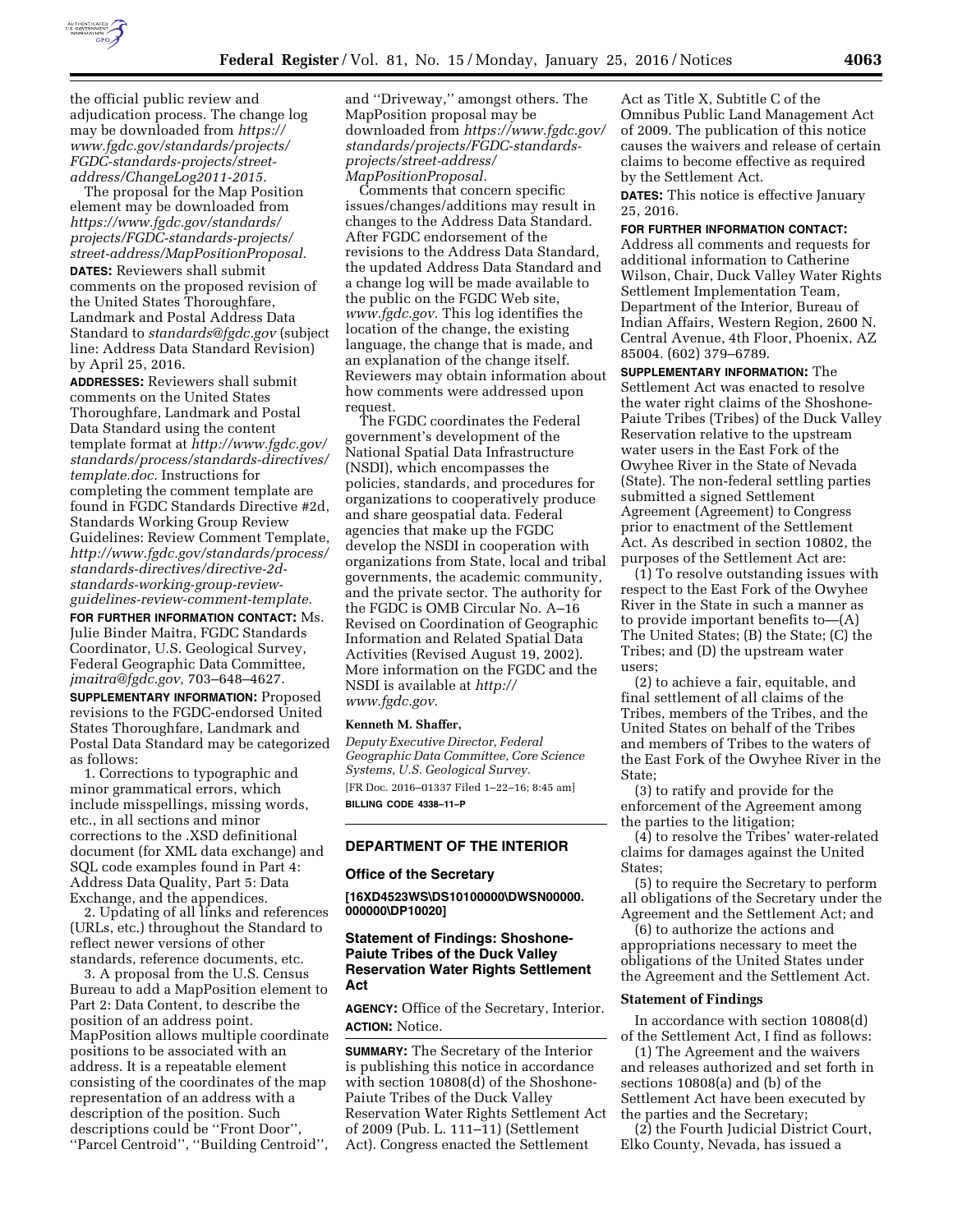the official public review and adjudication process. The change log may be downloaded from *https://www.fgdc.gov/standards/projects/FGDC-standards-projects/street-address/ChangeLog2011-2015.*

The proposal for the Map Position element may be downloaded from *https://www.fgdc.gov/standards/projects/FGDC-standards-projects/street-address/MapPositionProposal.*

**DATES:** Reviewers shall submit comments on the proposed revision of the United States Thoroughfare, Landmark and Postal Address Data Standard to *standards@fgdc.gov* (subject line: Address Data Standard Revision) by April 25, 2016.

**ADDRESSES:** Reviewers shall submit comments on the United States Thoroughfare, Landmark and Postal Data Standard using the content template format at *http://www.fgdc.gov/standards/process/standards-directives/template.doc.* Instructions for completing the comment template are found in FGDC Standards Directive #2d, Standards Working Group Review Guidelines: Review Comment Template, *http://www.fgdc.gov/standards/process/standards-directives/directive-2d-standards-working-group-review-guidelines-review-comment-template.*

**FOR FURTHER INFORMATION CONTACT:** Ms. Julie Binder Maitra, FGDC Standards Coordinator, U.S. Geological Survey, Federal Geographic Data Committee, *jmaitra@fgdc.gov,* 703–648–4627.

**SUPPLEMENTARY INFORMATION:** Proposed revisions to the FGDC-endorsed United States Thoroughfare, Landmark and Postal Data Standard may be categorized as follows:

1. Corrections to typographic and minor grammatical errors, which include misspellings, missing words, etc., in all sections and minor corrections to the .XSD definitional document (for XML data exchange) and SQL code examples found in Part 4: Address Data Quality, Part 5: Data Exchange, and the appendices.

2. Updating of all links and references (URLs, etc.) throughout the Standard to reflect newer versions of other standards, reference documents, etc.

3. A proposal from the U.S. Census Bureau to add a MapPosition element to Part 2: Data Content, to describe the position of an address point. MapPosition allows multiple coordinate positions to be associated with an address. It is a repeatable element consisting of the coordinates of the map representation of an address with a description of the position. Such descriptions could be ''Front Door'', ''Parcel Centroid'', ''Building Centroid'', and ''Driveway,'' amongst others. The MapPosition proposal may be downloaded from *https://www.fgdc.gov/standards/projects/FGDC-standards-projects/street-address/MapPositionProposal.*

Comments that concern specific issues/changes/additions may result in changes to the Address Data Standard. After FGDC endorsement of the revisions to the Address Data Standard, the updated Address Data Standard and a change log will be made available to the public on the FGDC Web site, *www.fgdc.gov.* This log identifies the location of the change, the existing language, the change that is made, and an explanation of the change itself. Reviewers may obtain information about how comments were addressed upon request.

The FGDC coordinates the Federal government's development of the National Spatial Data Infrastructure (NSDI), which encompasses the policies, standards, and procedures for organizations to cooperatively produce and share geospatial data. Federal agencies that make up the FGDC develop the NSDI in cooperation with organizations from State, local and tribal governments, the academic community, and the private sector. The authority for the FGDC is OMB Circular No. A–16 Revised on Coordination of Geographic Information and Related Spatial Data Activities (Revised August 19, 2002). More information on the FGDC and the NSDI is available at *http://www.fgdc.gov.*

**Kenneth M. Shaffer,**

*Deputy Executive Director, Federal Geographic Data Committee, Core Science Systems, U.S. Geological Survey.*

[FR Doc. 2016–01337 Filed 1–22–16; 8:45 am]

**BILLING CODE 4338–11–P**

## DEPARTMENT OF THE INTERIOR

### Office of the Secretary

**[16XD4523WS\DS10100000\DWSN00000.000000\DP10020]**

### Statement of Findings: Shoshone-Paiute Tribes of the Duck Valley Reservation Water Rights Settlement Act

**AGENCY:** Office of the Secretary, Interior.

**ACTION:** Notice.

**SUMMARY:** The Secretary of the Interior is publishing this notice in accordance with section 10808(d) of the Shoshone-Paiute Tribes of the Duck Valley Reservation Water Rights Settlement Act of 2009 (Pub. L. 111–11) (Settlement Act). Congress enacted the Settlement Act as Title X, Subtitle C of the Omnibus Public Land Management Act of 2009. The publication of this notice causes the waivers and release of certain claims to become effective as required by the Settlement Act.

**DATES:** This notice is effective January 25, 2016.

**FOR FURTHER INFORMATION CONTACT:** Address all comments and requests for additional information to Catherine Wilson, Chair, Duck Valley Water Rights Settlement Implementation Team, Department of the Interior, Bureau of Indian Affairs, Western Region, 2600 N. Central Avenue, 4th Floor, Phoenix, AZ 85004. (602) 379–6789.

**SUPPLEMENTARY INFORMATION:** The Settlement Act was enacted to resolve the water right claims of the Shoshone-Paiute Tribes (Tribes) of the Duck Valley Reservation relative to the upstream water users in the East Fork of the Owyhee River in the State of Nevada (State). The non-federal settling parties submitted a signed Settlement Agreement (Agreement) to Congress prior to enactment of the Settlement Act. As described in section 10802, the purposes of the Settlement Act are:

(1) To resolve outstanding issues with respect to the East Fork of the Owyhee River in the State in such a manner as to provide important benefits to—(A) The United States; (B) the State; (C) the Tribes; and (D) the upstream water users;

(2) to achieve a fair, equitable, and final settlement of all claims of the Tribes, members of the Tribes, and the United States on behalf of the Tribes and members of Tribes to the waters of the East Fork of the Owyhee River in the State;

(3) to ratify and provide for the enforcement of the Agreement among the parties to the litigation;

(4) to resolve the Tribes' water-related claims for damages against the United States;

(5) to require the Secretary to perform all obligations of the Secretary under the Agreement and the Settlement Act; and

(6) to authorize the actions and appropriations necessary to meet the obligations of the United States under the Agreement and the Settlement Act.

#### Statement of Findings

In accordance with section 10808(d) of the Settlement Act, I find as follows:

(1) The Agreement and the waivers and releases authorized and set forth in sections 10808(a) and (b) of the Settlement Act have been executed by the parties and the Secretary;

(2) the Fourth Judicial District Court, Elko County, Nevada, has issued a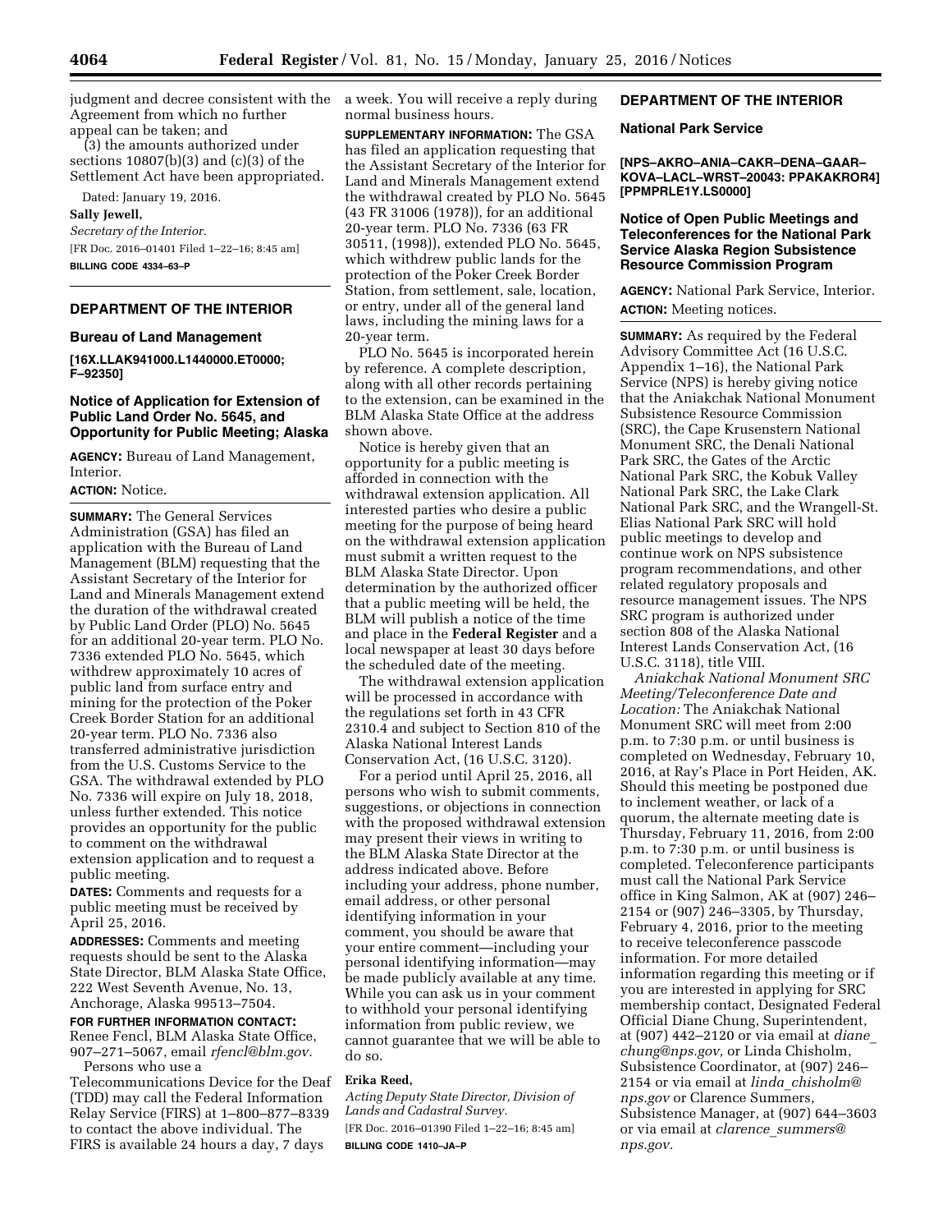judgment and decree consistent with the Agreement from which no further appeal can be taken; and

(3) the amounts authorized under sections 10807(b)(3) and (c)(3) of the Settlement Act have been appropriated.

Dated: January 19, 2016.

**Sally Jewell,**

*Secretary of the Interior.*

[FR Doc. 2016–01401 Filed 1–22–16; 8:45 am]

**BILLING CODE 4334–63–P**

---

## DEPARTMENT OF THE INTERIOR

### Bureau of Land Management

**[16X.LLAK941000.L1440000.ET0000; F–92350]**

### Notice of Application for Extension of Public Land Order No. 5645, and Opportunity for Public Meeting; Alaska

**AGENCY:** Bureau of Land Management, Interior.

**ACTION:** Notice.

**SUMMARY:** The General Services Administration (GSA) has filed an application with the Bureau of Land Management (BLM) requesting that the Assistant Secretary of the Interior for Land and Minerals Management extend the duration of the withdrawal created by Public Land Order (PLO) No. 5645 for an additional 20-year term. PLO No. 7336 extended PLO No. 5645, which withdrew approximately 10 acres of public land from surface entry and mining for the protection of the Poker Creek Border Station for an additional 20-year term. PLO No. 7336 also transferred administrative jurisdiction from the U.S. Customs Service to the GSA. The withdrawal extended by PLO No. 7336 will expire on July 18, 2018, unless further extended. This notice provides an opportunity for the public to comment on the withdrawal extension application and to request a public meeting.

**DATES:** Comments and requests for a public meeting must be received by April 25, 2016.

**ADDRESSES:** Comments and meeting requests should be sent to the Alaska State Director, BLM Alaska State Office, 222 West Seventh Avenue, No. 13, Anchorage, Alaska 99513–7504.

**FOR FURTHER INFORMATION CONTACT:** Renee Fencl, BLM Alaska State Office, 907–271–5067, email *rfencl@blm.gov.*

Persons who use a Telecommunications Device for the Deaf (TDD) may call the Federal Information Relay Service (FIRS) at 1–800–877–8339 to contact the above individual. The FIRS is available 24 hours a day, 7 days a week. You will receive a reply during normal business hours.

**SUPPLEMENTARY INFORMATION:** The GSA has filed an application requesting that the Assistant Secretary of the Interior for Land and Minerals Management extend the withdrawal created by PLO No. 5645 (43 FR 31006 (1978)), for an additional 20-year term. PLO No. 7336 (63 FR 30511, (1998)), extended PLO No. 5645, which withdrew public lands for the protection of the Poker Creek Border Station, from settlement, sale, location, or entry, under all of the general land laws, including the mining laws for a 20-year term.

PLO No. 5645 is incorporated herein by reference. A complete description, along with all other records pertaining to the extension, can be examined in the BLM Alaska State Office at the address shown above.

Notice is hereby given that an opportunity for a public meeting is afforded in connection with the withdrawal extension application. All interested parties who desire a public meeting for the purpose of being heard on the withdrawal extension application must submit a written request to the BLM Alaska State Director. Upon determination by the authorized officer that a public meeting will be held, the BLM will publish a notice of the time and place in the **Federal Register** and a local newspaper at least 30 days before the scheduled date of the meeting.

The withdrawal extension application will be processed in accordance with the regulations set forth in 43 CFR 2310.4 and subject to Section 810 of the Alaska National Interest Lands Conservation Act, (16 U.S.C. 3120).

For a period until April 25, 2016, all persons who wish to submit comments, suggestions, or objections in connection with the proposed withdrawal extension may present their views in writing to the BLM Alaska State Director at the address indicated above. Before including your address, phone number, email address, or other personal identifying information in your comment, you should be aware that your entire comment—including your personal identifying information—may be made publicly available at any time. While you can ask us in your comment to withhold your personal identifying information from public review, we cannot guarantee that we will be able to do so.

**Erika Reed,**

*Acting Deputy State Director, Division of Lands and Cadastral Survey.*

[FR Doc. 2016–01390 Filed 1–22–16; 8:45 am]

**BILLING CODE 1410–JA–P**

---

## DEPARTMENT OF THE INTERIOR

### National Park Service

**[NPS–AKRO–ANIA–CAKR–DENA–GAAR–KOVA–LACL–WRST–20043: PPAKAKROR4] [PPMPRLE1Y.LS0000]**

### Notice of Open Public Meetings and Teleconferences for the National Park Service Alaska Region Subsistence Resource Commission Program

**AGENCY:** National Park Service, Interior.

**ACTION:** Meeting notices.

**SUMMARY:** As required by the Federal Advisory Committee Act (16 U.S.C. Appendix 1–16), the National Park Service (NPS) is hereby giving notice that the Aniakchak National Monument Subsistence Resource Commission (SRC), the Cape Krusenstern National Monument SRC, the Denali National Park SRC, the Gates of the Arctic National Park SRC, the Kobuk Valley National Park SRC, the Lake Clark National Park SRC, and the Wrangell-St. Elias National Park SRC will hold public meetings to develop and continue work on NPS subsistence program recommendations, and other related regulatory proposals and resource management issues. The NPS SRC program is authorized under section 808 of the Alaska National Interest Lands Conservation Act, (16 U.S.C. 3118), title VIII.

*Aniakchak National Monument SRC Meeting/Teleconference Date and Location:* The Aniakchak National Monument SRC will meet from 2:00 p.m. to 7:30 p.m. or until business is completed on Wednesday, February 10, 2016, at Ray's Place in Port Heiden, AK. Should this meeting be postponed due to inclement weather, or lack of a quorum, the alternate meeting date is Thursday, February 11, 2016, from 2:00 p.m. to 7:30 p.m. or until business is completed. Teleconference participants must call the National Park Service office in King Salmon, AK at (907) 246–2154 or (907) 246–3305, by Thursday, February 4, 2016, prior to the meeting to receive teleconference passcode information. For more detailed information regarding this meeting or if you are interested in applying for SRC membership contact, Designated Federal Official Diane Chung, Superintendent, at (907) 442–2120 or via email at *diane_chung@nps.gov,* or Linda Chisholm, Subsistence Coordinator, at (907) 246–2154 or via email at *linda_chisholm@nps.gov* or Clarence Summers, Subsistence Manager, at (907) 644–3603 or via email at *clarence_summers@nps.gov.*